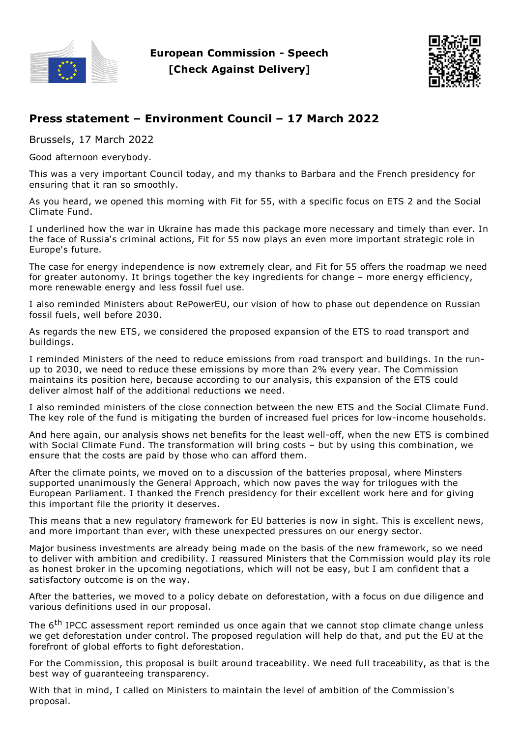European Commission - Speech
[Check Against Delivery]

# Press statement – Environment Council – 17 March 2022

Brussels, 17 March 2022

Good afternoon everybody.

This was a very important Council today, and my thanks to Barbara and the French presidency for ensuring that it ran so smoothly.

As you heard, we opened this morning with Fit for 55, with a specific focus on ETS 2 and the Social Climate Fund.

I underlined how the war in Ukraine has made this package more necessary and timely than ever. In the face of Russia's criminal actions, Fit for 55 now plays an even more important strategic role in Europe's future.

The case for energy independence is now extremely clear, and Fit for 55 offers the roadmap we need for greater autonomy. It brings together the key ingredients for change – more energy efficiency, more renewable energy and less fossil fuel use.

I also reminded Ministers about RePowerEU, our vision of how to phase out dependence on Russian fossil fuels, well before 2030.

As regards the new ETS, we considered the proposed expansion of the ETS to road transport and buildings.

I reminded Ministers of the need to reduce emissions from road transport and buildings. In the run-up to 2030, we need to reduce these emissions by more than 2% every year. The Commission maintains its position here, because according to our analysis, this expansion of the ETS could deliver almost half of the additional reductions we need.

I also reminded ministers of the close connection between the new ETS and the Social Climate Fund. The key role of the fund is mitigating the burden of increased fuel prices for low-income households.

And here again, our analysis shows net benefits for the least well-off, when the new ETS is combined with Social Climate Fund. The transformation will bring costs – but by using this combination, we ensure that the costs are paid by those who can afford them.

After the climate points, we moved on to a discussion of the batteries proposal, where Minsters supported unanimously the General Approach, which now paves the way for trilogues with the European Parliament. I thanked the French presidency for their excellent work here and for giving this important file the priority it deserves.

This means that a new regulatory framework for EU batteries is now in sight. This is excellent news, and more important than ever, with these unexpected pressures on our energy sector.

Major business investments are already being made on the basis of the new framework, so we need to deliver with ambition and credibility. I reassured Ministers that the Commission would play its role as honest broker in the upcoming negotiations, which will not be easy, but I am confident that a satisfactory outcome is on the way.

After the batteries, we moved to a policy debate on deforestation, with a focus on due diligence and various definitions used in our proposal.

The 6th IPCC assessment report reminded us once again that we cannot stop climate change unless we get deforestation under control. The proposed regulation will help do that, and put the EU at the forefront of global efforts to fight deforestation.

For the Commission, this proposal is built around traceability. We need full traceability, as that is the best way of guaranteeing transparency.

With that in mind, I called on Ministers to maintain the level of ambition of the Commission's proposal.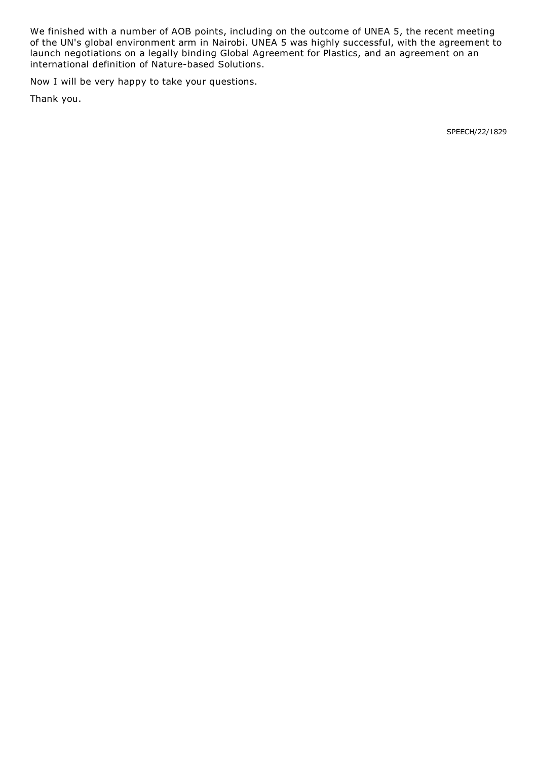We finished with a number of AOB points, including on the outcome of UNEA 5, the recent meeting of the UN's global environment arm in Nairobi. UNEA 5 was highly successful, with the agreement to launch negotiations on a legally binding Global Agreement for Plastics, and an agreement on an international definition of Nature-based Solutions.

Now I will be very happy to take your questions.

Thank you.

SPEECH/22/1829